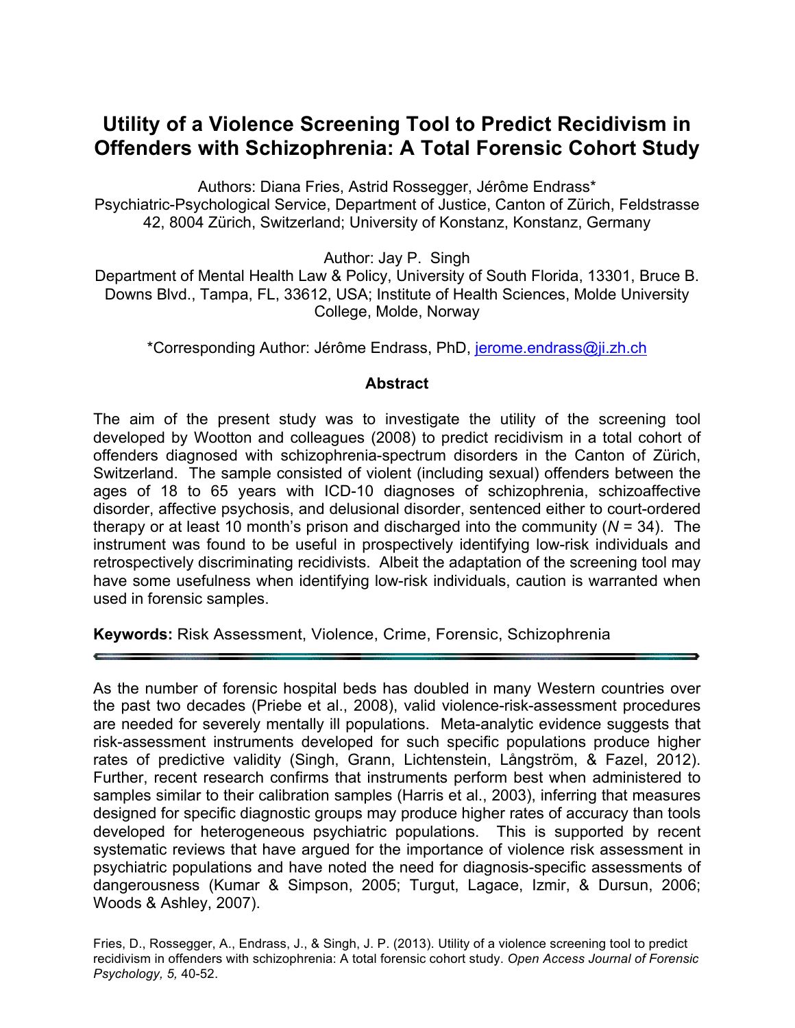# Utility of a Violence Screening Tool to Predict Recidivism in Offenders with Schizophrenia: A Total Forensic Cohort Study

Authors: Diana Fries, Astrid Rossegger, Jérôme Endrass*
Psychiatric-Psychological Service, Department of Justice, Canton of Zürich, Feldstrasse 42, 8004 Zürich, Switzerland; University of Konstanz, Konstanz, Germany

Author: Jay P. Singh
Department of Mental Health Law & Policy, University of South Florida, 13301, Bruce B. Downs Blvd., Tampa, FL, 33612, USA; Institute of Health Sciences, Molde University College, Molde, Norway

*Corresponding Author: Jérôme Endrass, PhD, jerome.endrass@ji.zh.ch

## Abstract

The aim of the present study was to investigate the utility of the screening tool developed by Wootton and colleagues (2008) to predict recidivism in a total cohort of offenders diagnosed with schizophrenia-spectrum disorders in the Canton of Zürich, Switzerland. The sample consisted of violent (including sexual) offenders between the ages of 18 to 65 years with ICD-10 diagnoses of schizophrenia, schizoaffective disorder, affective psychosis, and delusional disorder, sentenced either to court-ordered therapy or at least 10 month's prison and discharged into the community (*N* = 34). The instrument was found to be useful in prospectively identifying low-risk individuals and retrospectively discriminating recidivists. Albeit the adaptation of the screening tool may have some usefulness when identifying low-risk individuals, caution is warranted when used in forensic samples.

**Keywords:** Risk Assessment, Violence, Crime, Forensic, Schizophrenia

---

As the number of forensic hospital beds has doubled in many Western countries over the past two decades (Priebe et al., 2008), valid violence-risk-assessment procedures are needed for severely mentally ill populations. Meta-analytic evidence suggests that risk-assessment instruments developed for such specific populations produce higher rates of predictive validity (Singh, Grann, Lichtenstein, Långström, & Fazel, 2012). Further, recent research confirms that instruments perform best when administered to samples similar to their calibration samples (Harris et al., 2003), inferring that measures designed for specific diagnostic groups may produce higher rates of accuracy than tools developed for heterogeneous psychiatric populations. This is supported by recent systematic reviews that have argued for the importance of violence risk assessment in psychiatric populations and have noted the need for diagnosis-specific assessments of dangerousness (Kumar & Simpson, 2005; Turgut, Lagace, Izmir, & Dursun, 2006; Woods & Ashley, 2007).

Fries, D., Rossegger, A., Endrass, J., & Singh, J. P. (2013). Utility of a violence screening tool to predict recidivism in offenders with schizophrenia: A total forensic cohort study. *Open Access Journal of Forensic Psychology, 5,* 40-52.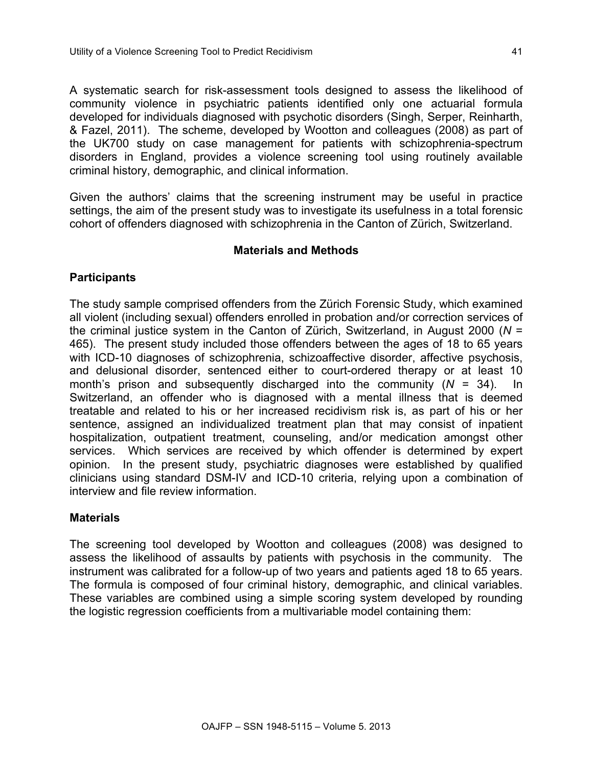A systematic search for risk-assessment tools designed to assess the likelihood of community violence in psychiatric patients identified only one actuarial formula developed for individuals diagnosed with psychotic disorders (Singh, Serper, Reinharth, & Fazel, 2011). The scheme, developed by Wootton and colleagues (2008) as part of the UK700 study on case management for patients with schizophrenia-spectrum disorders in England, provides a violence screening tool using routinely available criminal history, demographic, and clinical information.

Given the authors' claims that the screening instrument may be useful in practice settings, the aim of the present study was to investigate its usefulness in a total forensic cohort of offenders diagnosed with schizophrenia in the Canton of Zürich, Switzerland.

## Materials and Methods

### Participants

The study sample comprised offenders from the Zürich Forensic Study, which examined all violent (including sexual) offenders enrolled in probation and/or correction services of the criminal justice system in the Canton of Zürich, Switzerland, in August 2000 (*N* = 465). The present study included those offenders between the ages of 18 to 65 years with ICD-10 diagnoses of schizophrenia, schizoaffective disorder, affective psychosis, and delusional disorder, sentenced either to court-ordered therapy or at least 10 month's prison and subsequently discharged into the community (*N* = 34). In Switzerland, an offender who is diagnosed with a mental illness that is deemed treatable and related to his or her increased recidivism risk is, as part of his or her sentence, assigned an individualized treatment plan that may consist of inpatient hospitalization, outpatient treatment, counseling, and/or medication amongst other services. Which services are received by which offender is determined by expert opinion. In the present study, psychiatric diagnoses were established by qualified clinicians using standard DSM-IV and ICD-10 criteria, relying upon a combination of interview and file review information.

### Materials

The screening tool developed by Wootton and colleagues (2008) was designed to assess the likelihood of assaults by patients with psychosis in the community. The instrument was calibrated for a follow-up of two years and patients aged 18 to 65 years. The formula is composed of four criminal history, demographic, and clinical variables. These variables are combined using a simple scoring system developed by rounding the logistic regression coefficients from a multivariable model containing them: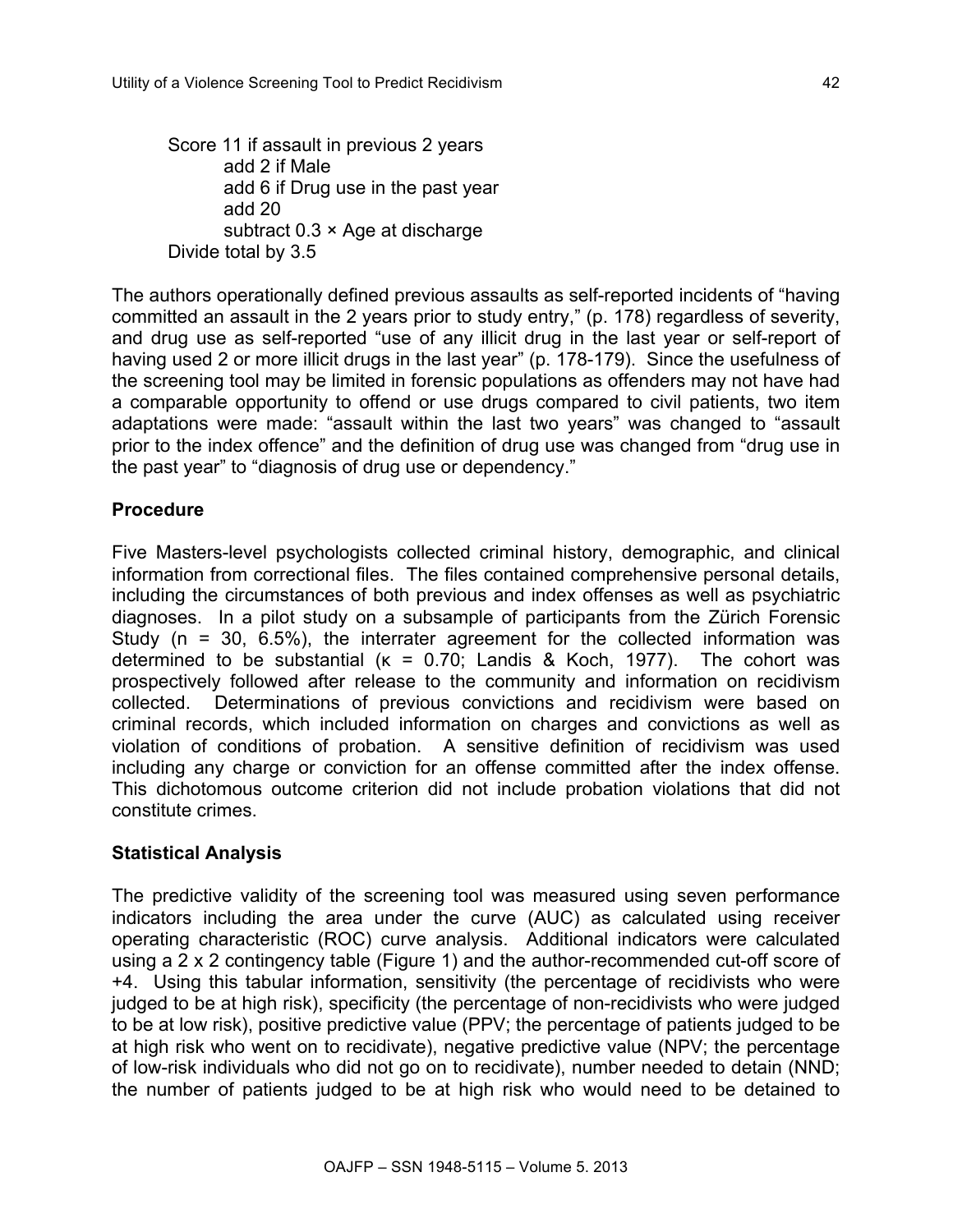Score 11 if assault in previous 2 years
    add 2 if Male
    add 6 if Drug use in the past year
    add 20
    subtract 0.3 × Age at discharge
Divide total by 3.5

The authors operationally defined previous assaults as self-reported incidents of "having committed an assault in the 2 years prior to study entry," (p. 178) regardless of severity, and drug use as self-reported "use of any illicit drug in the last year or self-report of having used 2 or more illicit drugs in the last year" (p. 178-179). Since the usefulness of the screening tool may be limited in forensic populations as offenders may not have had a comparable opportunity to offend or use drugs compared to civil patients, two item adaptations were made: "assault within the last two years" was changed to "assault prior to the index offence" and the definition of drug use was changed from "drug use in the past year" to "diagnosis of drug use or dependency."

## Procedure

Five Masters-level psychologists collected criminal history, demographic, and clinical information from correctional files. The files contained comprehensive personal details, including the circumstances of both previous and index offenses as well as psychiatric diagnoses. In a pilot study on a subsample of participants from the Zürich Forensic Study (n = 30, 6.5%), the interrater agreement for the collected information was determined to be substantial (κ = 0.70; Landis & Koch, 1977). The cohort was prospectively followed after release to the community and information on recidivism collected. Determinations of previous convictions and recidivism were based on criminal records, which included information on charges and convictions as well as violation of conditions of probation. A sensitive definition of recidivism was used including any charge or conviction for an offense committed after the index offense. This dichotomous outcome criterion did not include probation violations that did not constitute crimes.

## Statistical Analysis

The predictive validity of the screening tool was measured using seven performance indicators including the area under the curve (AUC) as calculated using receiver operating characteristic (ROC) curve analysis. Additional indicators were calculated using a 2 x 2 contingency table (Figure 1) and the author-recommended cut-off score of +4. Using this tabular information, sensitivity (the percentage of recidivists who were judged to be at high risk), specificity (the percentage of non-recidivists who were judged to be at low risk), positive predictive value (PPV; the percentage of patients judged to be at high risk who went on to recidivate), negative predictive value (NPV; the percentage of low-risk individuals who did not go on to recidivate), number needed to detain (NND; the number of patients judged to be at high risk who would need to be detained to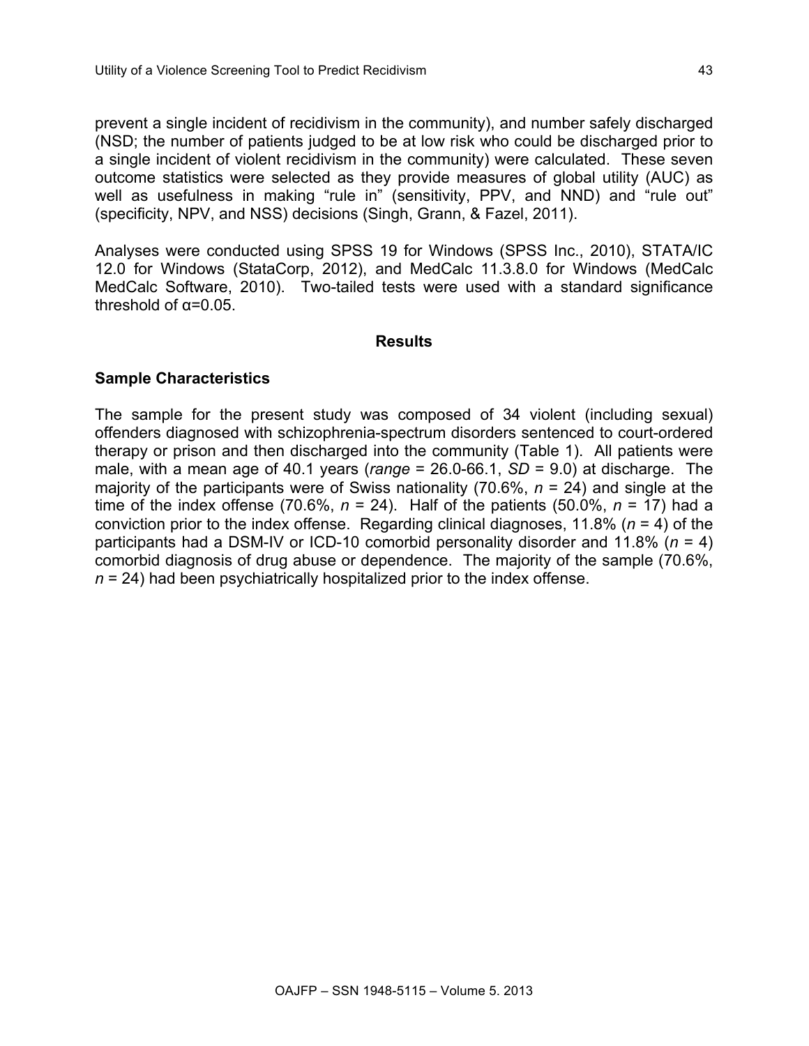prevent a single incident of recidivism in the community), and number safely discharged (NSD; the number of patients judged to be at low risk who could be discharged prior to a single incident of violent recidivism in the community) were calculated. These seven outcome statistics were selected as they provide measures of global utility (AUC) as well as usefulness in making “rule in” (sensitivity, PPV, and NND) and “rule out” (specificity, NPV, and NSS) decisions (Singh, Grann, & Fazel, 2011).

Analyses were conducted using SPSS 19 for Windows (SPSS Inc., 2010), STATA/IC 12.0 for Windows (StataCorp, 2012), and MedCalc 11.3.8.0 for Windows (MedCalc MedCalc Software, 2010). Two-tailed tests were used with a standard significance threshold of $\alpha$=0.05.

## Results

### Sample Characteristics

The sample for the present study was composed of 34 violent (including sexual) offenders diagnosed with schizophrenia-spectrum disorders sentenced to court-ordered therapy or prison and then discharged into the community (Table 1). All patients were male, with a mean age of 40.1 years (*range* = 26.0-66.1, *SD* = 9.0) at discharge. The majority of the participants were of Swiss nationality (70.6%, *n* = 24) and single at the time of the index offense (70.6%, *n* = 24). Half of the patients (50.0%, *n* = 17) had a conviction prior to the index offense. Regarding clinical diagnoses, 11.8% (*n* = 4) of the participants had a DSM-IV or ICD-10 comorbid personality disorder and 11.8% (*n* = 4) comorbid diagnosis of drug abuse or dependence. The majority of the sample (70.6%, *n* = 24) had been psychiatrically hospitalized prior to the index offense.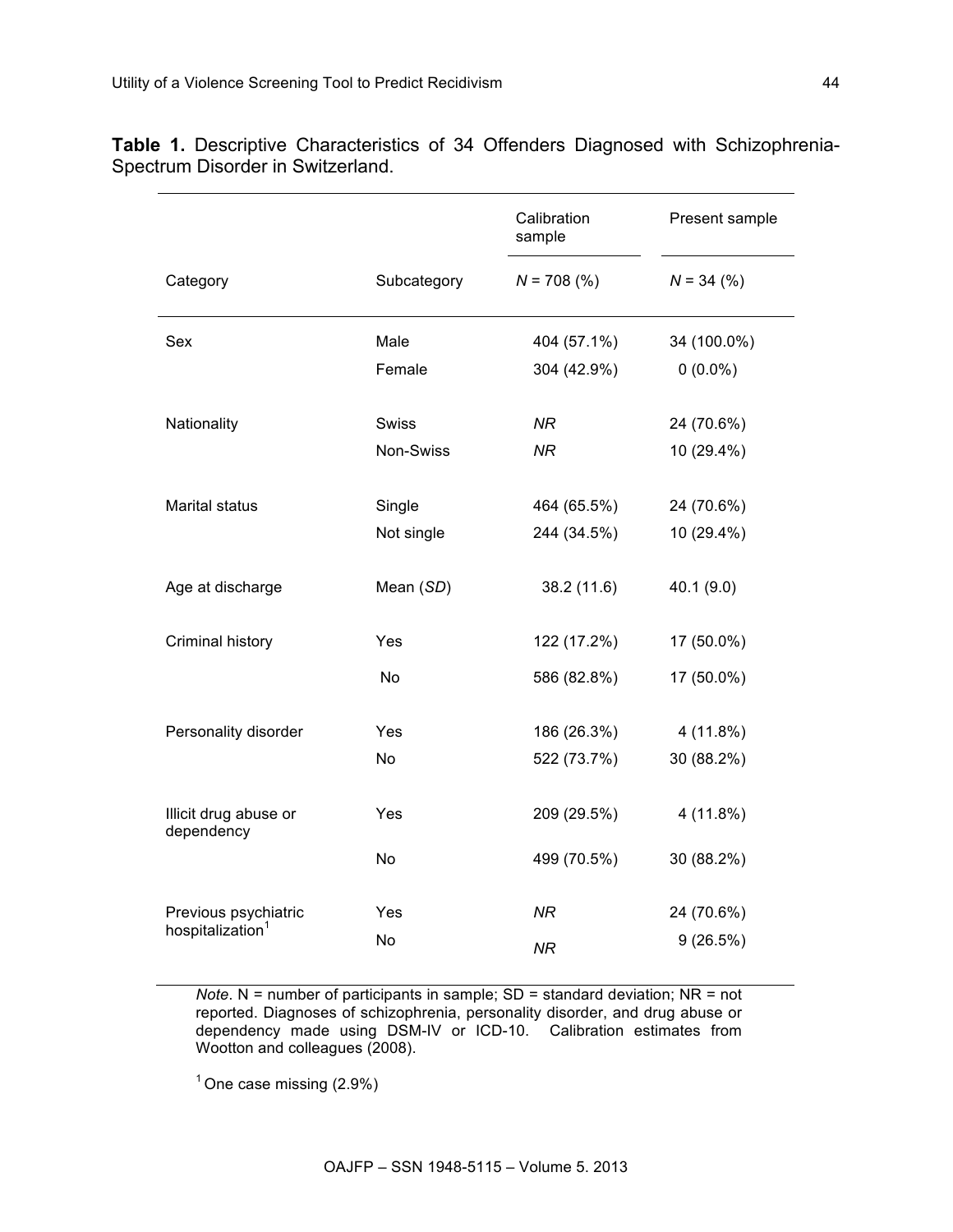**Table 1.** Descriptive Characteristics of 34 Offenders Diagnosed with Schizophrenia-Spectrum Disorder in Switzerland.

| | | Calibration sample | Present sample |
|---|---|---|---|
| Category | Subcategory | *N* = 708 (%) | *N* = 34 (%) |
| Sex | Male | 404 (57.1%) | 34 (100.0%) |
| | Female | 304 (42.9%) | 0 (0.0%) |
| Nationality | Swiss | *NR* | 24 (70.6%) |
| | Non-Swiss | *NR* | 10 (29.4%) |
| Marital status | Single | 464 (65.5%) | 24 (70.6%) |
| | Not single | 244 (34.5%) | 10 (29.4%) |
| Age at discharge | Mean (*SD*) | 38.2 (11.6) | 40.1 (9.0) |
| Criminal history | Yes | 122 (17.2%) | 17 (50.0%) |
| | No | 586 (82.8%) | 17 (50.0%) |
| Personality disorder | Yes | 186 (26.3%) | 4 (11.8%) |
| | No | 522 (73.7%) | 30 (88.2%) |
| Illicit drug abuse or dependency | Yes | 209 (29.5%) | 4 (11.8%) |
| | No | 499 (70.5%) | 30 (88.2%) |
| Previous psychiatric hospitalization[1] | Yes | *NR* | 24 (70.6%) |
| | No | *NR* | 9 (26.5%) |

*Note*. N = number of participants in sample; SD = standard deviation; NR = not reported. Diagnoses of schizophrenia, personality disorder, and drug abuse or dependency made using DSM-IV or ICD-10. Calibration estimates from Wootton and colleagues (2008).

[1] One case missing (2.9%)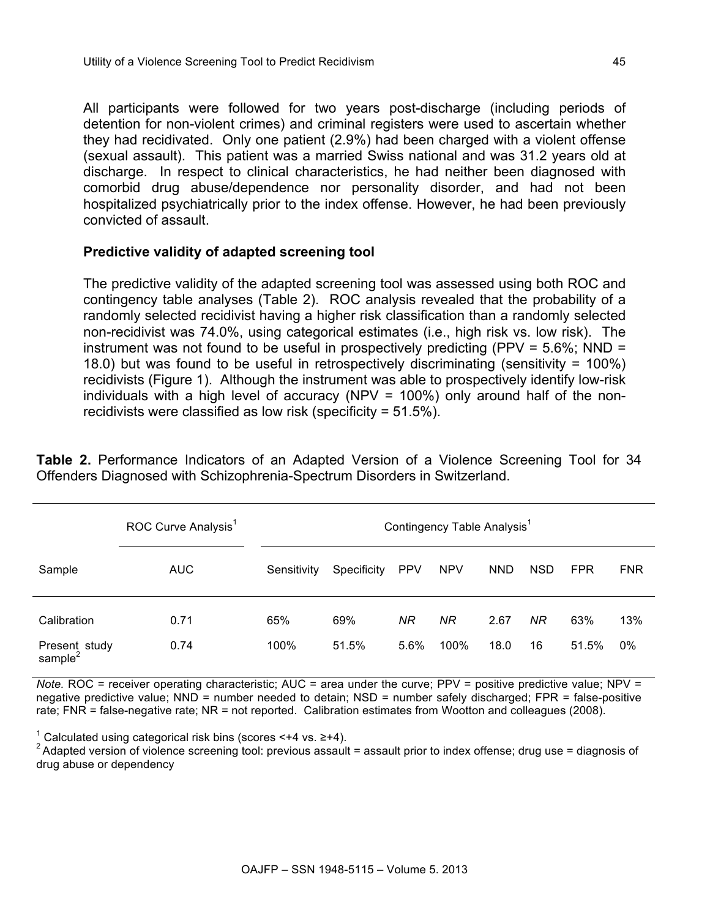All participants were followed for two years post-discharge (including periods of detention for non-violent crimes) and criminal registers were used to ascertain whether they had recidivated. Only one patient (2.9%) had been charged with a violent offense (sexual assault). This patient was a married Swiss national and was 31.2 years old at discharge. In respect to clinical characteristics, he had neither been diagnosed with comorbid drug abuse/dependence nor personality disorder, and had not been hospitalized psychiatrically prior to the index offense. However, he had been previously convicted of assault.

### Predictive validity of adapted screening tool

The predictive validity of the adapted screening tool was assessed using both ROC and contingency table analyses (Table 2). ROC analysis revealed that the probability of a randomly selected recidivist having a higher risk classification than a randomly selected non-recidivist was 74.0%, using categorical estimates (i.e., high risk vs. low risk). The instrument was not found to be useful in prospectively predicting (PPV = 5.6%; NND = 18.0) but was found to be useful in retrospectively discriminating (sensitivity = 100%) recidivists (Figure 1). Although the instrument was able to prospectively identify low-risk individuals with a high level of accuracy (NPV = 100%) only around half of the non-recidivists were classified as low risk (specificity = 51.5%).

**Table 2.** Performance Indicators of an Adapted Version of a Violence Screening Tool for 34 Offenders Diagnosed with Schizophrenia-Spectrum Disorders in Switzerland.

| | ROC Curve Analysis[1] | Contingency Table Analysis[1] | | | | | | | |
|---|---|---|---|---|---|---|---|---|---|
| Sample | AUC | Sensitivity | Specificity | PPV | NPV | NND | NSD | FPR | FNR |
| Calibration | 0.71 | 65% | 69% | *NR* | *NR* | 2.67 | *NR* | 63% | 13% |
| Present study sample[2] | 0.74 | 100% | 51.5% | 5.6% | 100% | 18.0 | 16 | 51.5% | 0% |

*Note.* ROC = receiver operating characteristic; AUC = area under the curve; PPV = positive predictive value; NPV = negative predictive value; NND = number needed to detain; NSD = number safely discharged; FPR = false-positive rate; FNR = false-negative rate; NR = not reported. Calibration estimates from Wootton and colleagues (2008).

[1] Calculated using categorical risk bins (scores <+4 vs. ≥+4).
[2] Adapted version of violence screening tool: previous assault = assault prior to index offense; drug use = diagnosis of drug abuse or dependency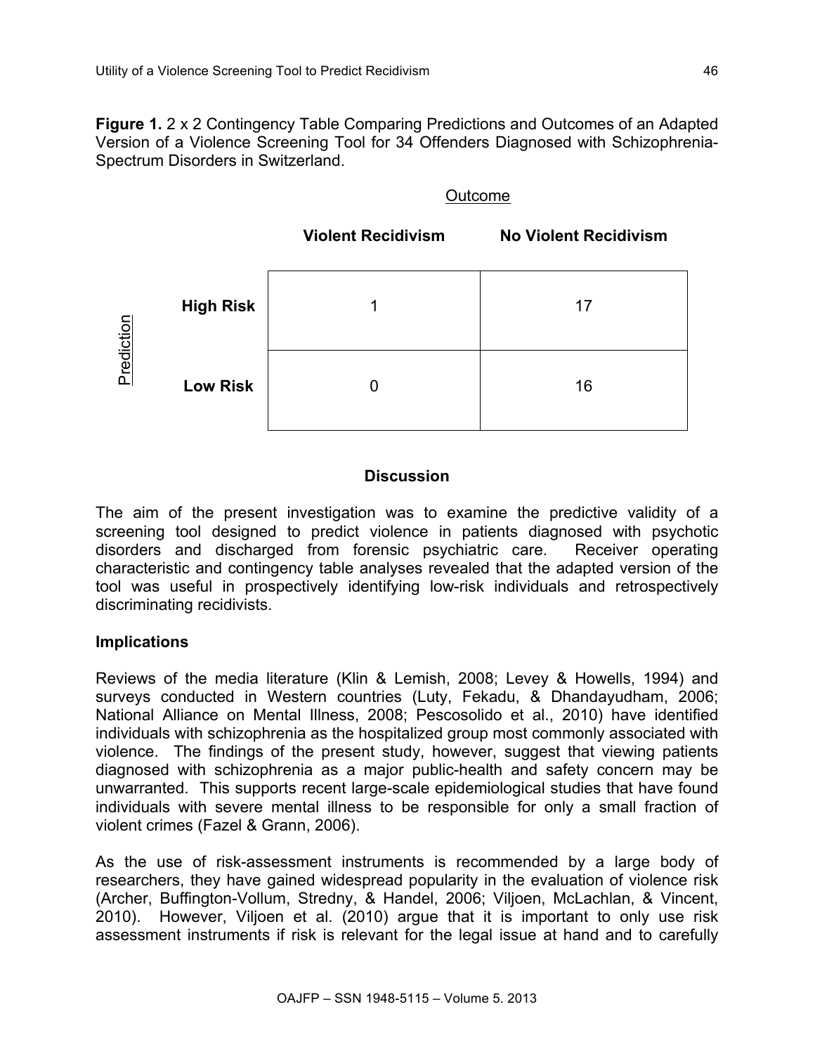**Figure 1.** 2 x 2 Contingency Table Comparing Predictions and Outcomes of an Adapted Version of a Violence Screening Tool for 34 Offenders Diagnosed with Schizophrenia-Spectrum Disorders in Switzerland.

| Prediction | Outcome: Violent Recidivism | Outcome: No Violent Recidivism |
|---|---|---|
| **High Risk** | 1 | 17 |
| **Low Risk** | 0 | 16 |

## Discussion

The aim of the present investigation was to examine the predictive validity of a screening tool designed to predict violence in patients diagnosed with psychotic disorders and discharged from forensic psychiatric care. Receiver operating characteristic and contingency table analyses revealed that the adapted version of the tool was useful in prospectively identifying low-risk individuals and retrospectively discriminating recidivists.

### Implications

Reviews of the media literature (Klin & Lemish, 2008; Levey & Howells, 1994) and surveys conducted in Western countries (Luty, Fekadu, & Dhandayudham, 2006; National Alliance on Mental Illness, 2008; Pescosolido et al., 2010) have identified individuals with schizophrenia as the hospitalized group most commonly associated with violence. The findings of the present study, however, suggest that viewing patients diagnosed with schizophrenia as a major public-health and safety concern may be unwarranted. This supports recent large-scale epidemiological studies that have found individuals with severe mental illness to be responsible for only a small fraction of violent crimes (Fazel & Grann, 2006).

As the use of risk-assessment instruments is recommended by a large body of researchers, they have gained widespread popularity in the evaluation of violence risk (Archer, Buffington-Vollum, Stredny, & Handel, 2006; Viljoen, McLachlan, & Vincent, 2010). However, Viljoen et al. (2010) argue that it is important to only use risk assessment instruments if risk is relevant for the legal issue at hand and to carefully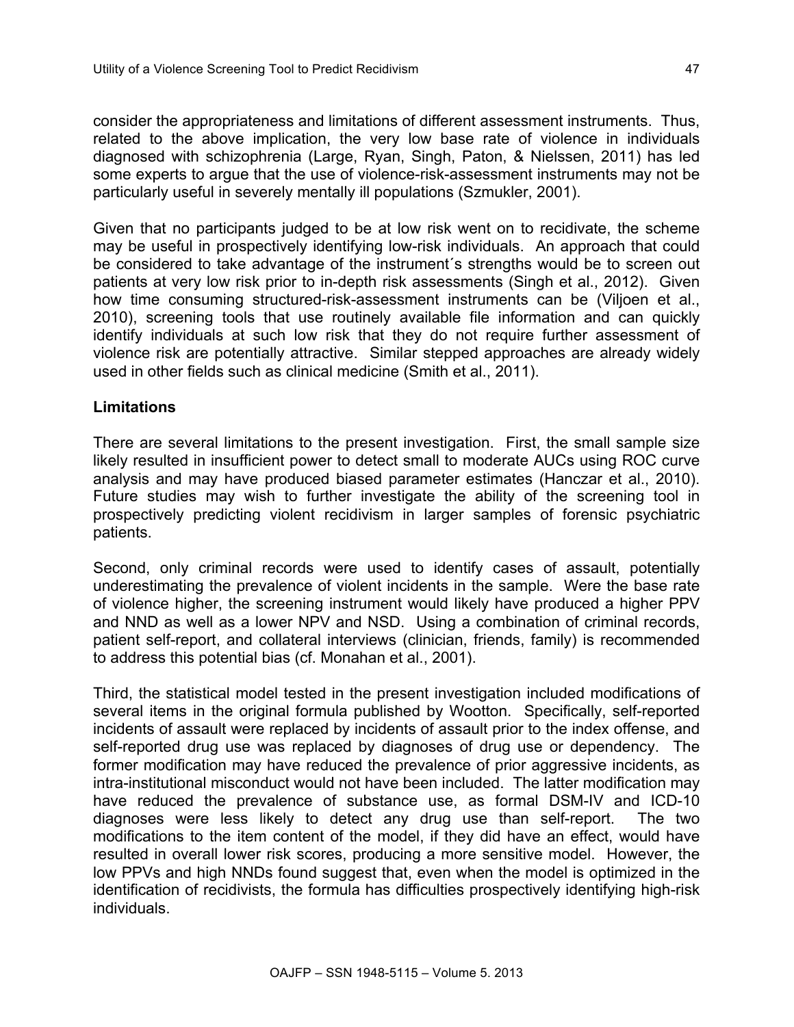consider the appropriateness and limitations of different assessment instruments. Thus, related to the above implication, the very low base rate of violence in individuals diagnosed with schizophrenia (Large, Ryan, Singh, Paton, & Nielssen, 2011) has led some experts to argue that the use of violence-risk-assessment instruments may not be particularly useful in severely mentally ill populations (Szmukler, 2001).

Given that no participants judged to be at low risk went on to recidivate, the scheme may be useful in prospectively identifying low-risk individuals. An approach that could be considered to take advantage of the instrument´s strengths would be to screen out patients at very low risk prior to in-depth risk assessments (Singh et al., 2012). Given how time consuming structured-risk-assessment instruments can be (Viljoen et al., 2010), screening tools that use routinely available file information and can quickly identify individuals at such low risk that they do not require further assessment of violence risk are potentially attractive. Similar stepped approaches are already widely used in other fields such as clinical medicine (Smith et al., 2011).

## Limitations

There are several limitations to the present investigation. First, the small sample size likely resulted in insufficient power to detect small to moderate AUCs using ROC curve analysis and may have produced biased parameter estimates (Hanczar et al., 2010). Future studies may wish to further investigate the ability of the screening tool in prospectively predicting violent recidivism in larger samples of forensic psychiatric patients.

Second, only criminal records were used to identify cases of assault, potentially underestimating the prevalence of violent incidents in the sample. Were the base rate of violence higher, the screening instrument would likely have produced a higher PPV and NND as well as a lower NPV and NSD. Using a combination of criminal records, patient self-report, and collateral interviews (clinician, friends, family) is recommended to address this potential bias (cf. Monahan et al., 2001).

Third, the statistical model tested in the present investigation included modifications of several items in the original formula published by Wootton. Specifically, self-reported incidents of assault were replaced by incidents of assault prior to the index offense, and self-reported drug use was replaced by diagnoses of drug use or dependency. The former modification may have reduced the prevalence of prior aggressive incidents, as intra-institutional misconduct would not have been included. The latter modification may have reduced the prevalence of substance use, as formal DSM-IV and ICD-10 diagnoses were less likely to detect any drug use than self-report. The two modifications to the item content of the model, if they did have an effect, would have resulted in overall lower risk scores, producing a more sensitive model. However, the low PPVs and high NNDs found suggest that, even when the model is optimized in the identification of recidivists, the formula has difficulties prospectively identifying high-risk individuals.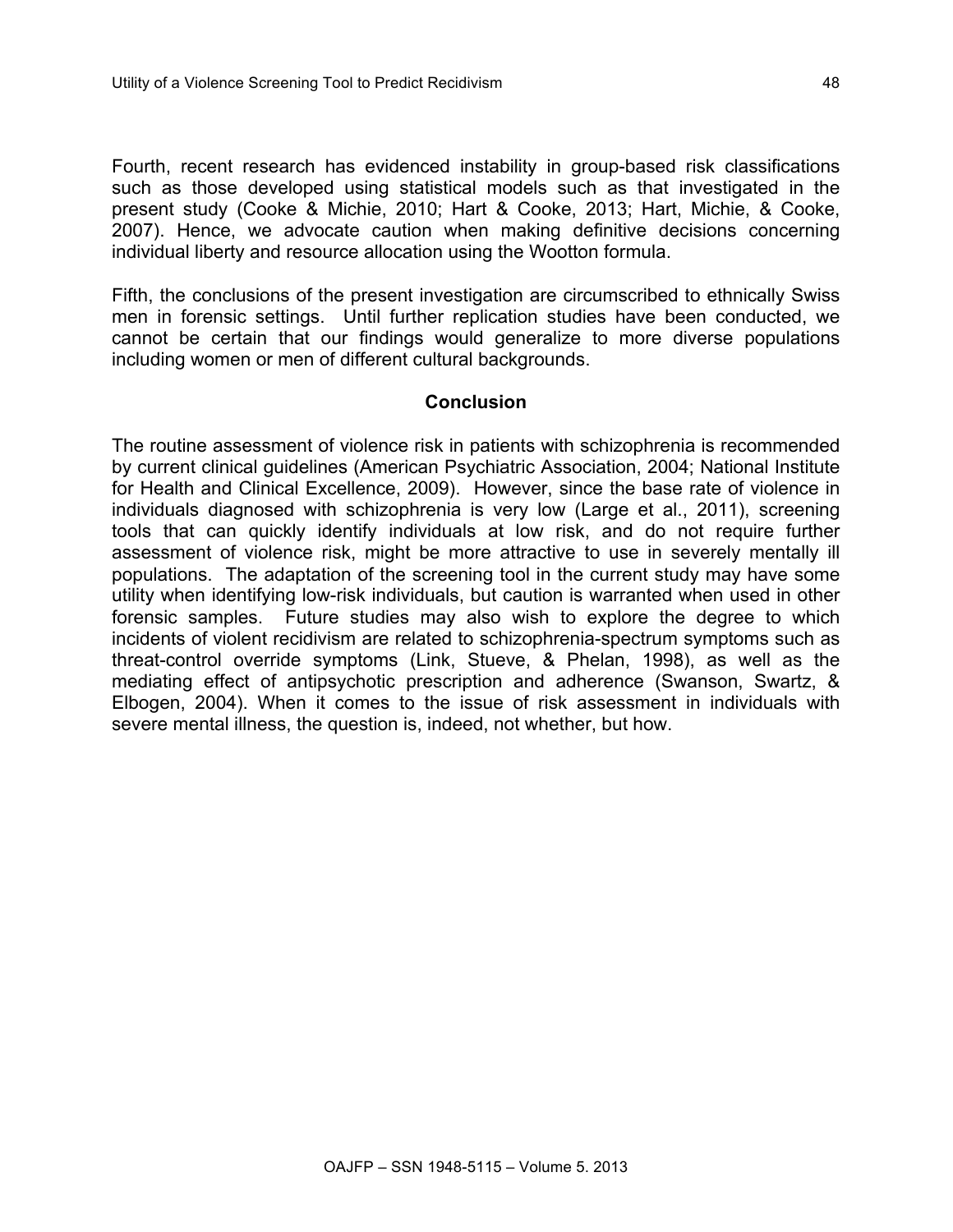Fourth, recent research has evidenced instability in group-based risk classifications such as those developed using statistical models such as that investigated in the present study (Cooke & Michie, 2010; Hart & Cooke, 2013; Hart, Michie, & Cooke, 2007). Hence, we advocate caution when making definitive decisions concerning individual liberty and resource allocation using the Wootton formula.

Fifth, the conclusions of the present investigation are circumscribed to ethnically Swiss men in forensic settings. Until further replication studies have been conducted, we cannot be certain that our findings would generalize to more diverse populations including women or men of different cultural backgrounds.

## Conclusion

The routine assessment of violence risk in patients with schizophrenia is recommended by current clinical guidelines (American Psychiatric Association, 2004; National Institute for Health and Clinical Excellence, 2009). However, since the base rate of violence in individuals diagnosed with schizophrenia is very low (Large et al., 2011), screening tools that can quickly identify individuals at low risk, and do not require further assessment of violence risk, might be more attractive to use in severely mentally ill populations. The adaptation of the screening tool in the current study may have some utility when identifying low-risk individuals, but caution is warranted when used in other forensic samples. Future studies may also wish to explore the degree to which incidents of violent recidivism are related to schizophrenia-spectrum symptoms such as threat-control override symptoms (Link, Stueve, & Phelan, 1998), as well as the mediating effect of antipsychotic prescription and adherence (Swanson, Swartz, & Elbogen, 2004). When it comes to the issue of risk assessment in individuals with severe mental illness, the question is, indeed, not whether, but how.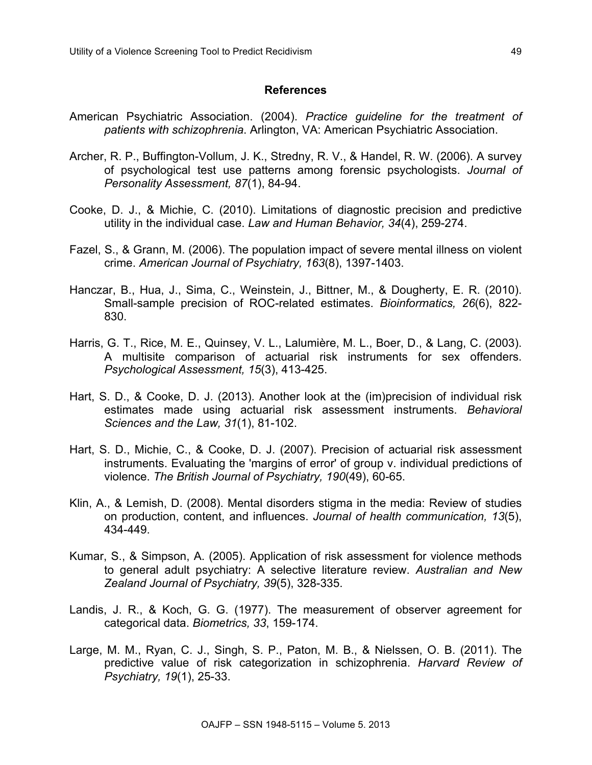## References

American Psychiatric Association. (2004). *Practice guideline for the treatment of patients with schizophrenia*. Arlington, VA: American Psychiatric Association.

Archer, R. P., Buffington-Vollum, J. K., Stredny, R. V., & Handel, R. W. (2006). A survey of psychological test use patterns among forensic psychologists. *Journal of Personality Assessment, 87*(1), 84-94.

Cooke, D. J., & Michie, C. (2010). Limitations of diagnostic precision and predictive utility in the individual case. *Law and Human Behavior, 34*(4), 259-274.

Fazel, S., & Grann, M. (2006). The population impact of severe mental illness on violent crime. *American Journal of Psychiatry, 163*(8), 1397-1403.

Hanczar, B., Hua, J., Sima, C., Weinstein, J., Bittner, M., & Dougherty, E. R. (2010). Small-sample precision of ROC-related estimates. *Bioinformatics, 26*(6), 822-830.

Harris, G. T., Rice, M. E., Quinsey, V. L., Lalumière, M. L., Boer, D., & Lang, C. (2003). A multisite comparison of actuarial risk instruments for sex offenders. *Psychological Assessment, 15*(3), 413-425.

Hart, S. D., & Cooke, D. J. (2013). Another look at the (im)precision of individual risk estimates made using actuarial risk assessment instruments. *Behavioral Sciences and the Law, 31*(1), 81-102.

Hart, S. D., Michie, C., & Cooke, D. J. (2007). Precision of actuarial risk assessment instruments. Evaluating the 'margins of error' of group v. individual predictions of violence. *The British Journal of Psychiatry, 190*(49), 60-65.

Klin, A., & Lemish, D. (2008). Mental disorders stigma in the media: Review of studies on production, content, and influences. *Journal of health communication, 13*(5), 434-449.

Kumar, S., & Simpson, A. (2005). Application of risk assessment for violence methods to general adult psychiatry: A selective literature review. *Australian and New Zealand Journal of Psychiatry, 39*(5), 328-335.

Landis, J. R., & Koch, G. G. (1977). The measurement of observer agreement for categorical data. *Biometrics, 33*, 159-174.

Large, M. M., Ryan, C. J., Singh, S. P., Paton, M. B., & Nielssen, O. B. (2011). The predictive value of risk categorization in schizophrenia. *Harvard Review of Psychiatry, 19*(1), 25-33.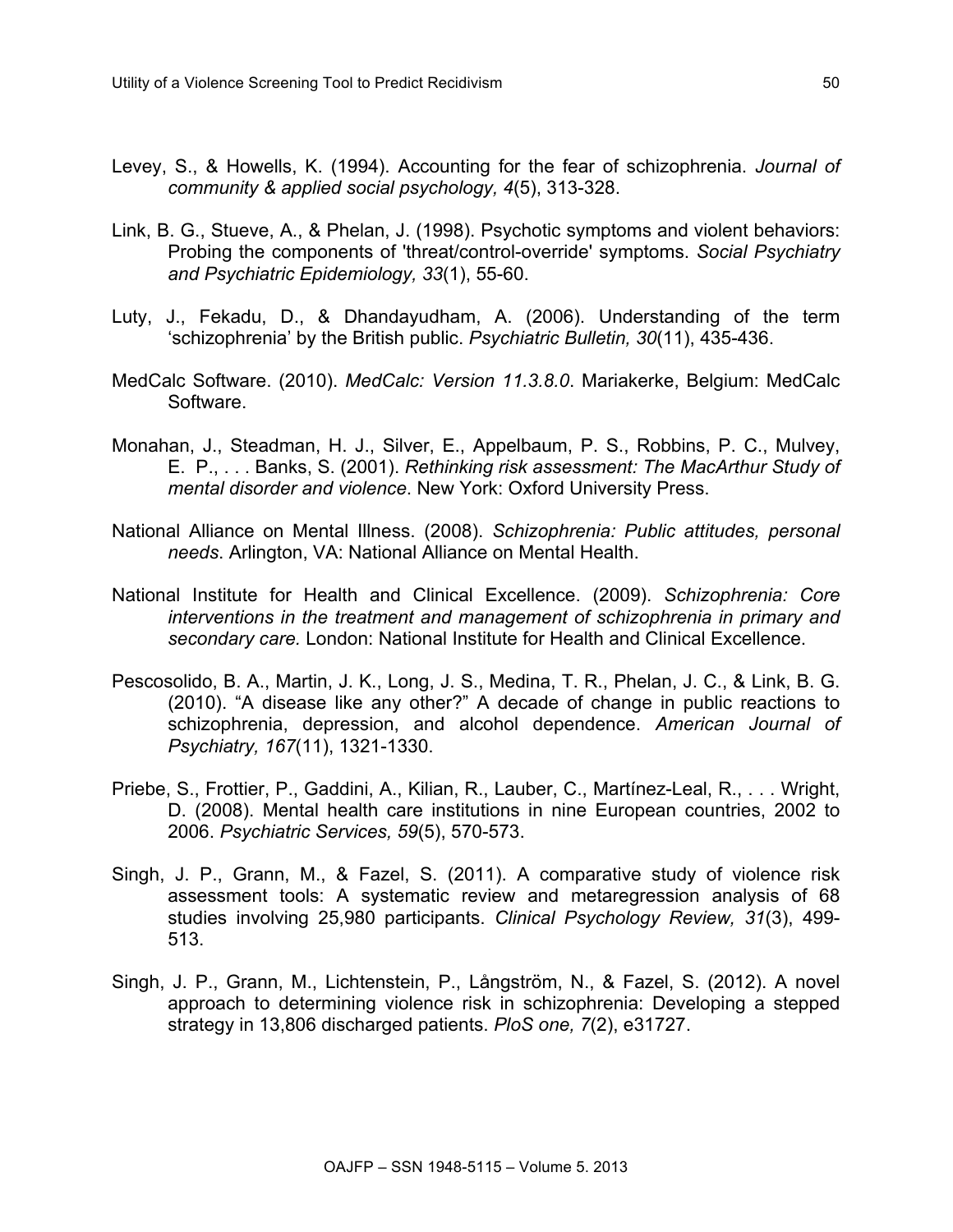Levey, S., & Howells, K. (1994). Accounting for the fear of schizophrenia. *Journal of community & applied social psychology, 4*(5), 313-328.

Link, B. G., Stueve, A., & Phelan, J. (1998). Psychotic symptoms and violent behaviors: Probing the components of 'threat/control-override' symptoms. *Social Psychiatry and Psychiatric Epidemiology, 33*(1), 55-60.

Luty, J., Fekadu, D., & Dhandayudham, A. (2006). Understanding of the term 'schizophrenia' by the British public. *Psychiatric Bulletin, 30*(11), 435-436.

MedCalc Software. (2010). *MedCalc: Version 11.3.8.0*. Mariakerke, Belgium: MedCalc Software.

Monahan, J., Steadman, H. J., Silver, E., Appelbaum, P. S., Robbins, P. C., Mulvey, E. P., . . . Banks, S. (2001). *Rethinking risk assessment: The MacArthur Study of mental disorder and violence*. New York: Oxford University Press.

National Alliance on Mental Illness. (2008). *Schizophrenia: Public attitudes, personal needs*. Arlington, VA: National Alliance on Mental Health.

National Institute for Health and Clinical Excellence. (2009). *Schizophrenia: Core interventions in the treatment and management of schizophrenia in primary and secondary care.* London: National Institute for Health and Clinical Excellence.

Pescosolido, B. A., Martin, J. K., Long, J. S., Medina, T. R., Phelan, J. C., & Link, B. G. (2010). "A disease like any other?" A decade of change in public reactions to schizophrenia, depression, and alcohol dependence. *American Journal of Psychiatry, 167*(11), 1321-1330.

Priebe, S., Frottier, P., Gaddini, A., Kilian, R., Lauber, C., Martínez-Leal, R., . . . Wright, D. (2008). Mental health care institutions in nine European countries, 2002 to 2006. *Psychiatric Services, 59*(5), 570-573.

Singh, J. P., Grann, M., & Fazel, S. (2011). A comparative study of violence risk assessment tools: A systematic review and metaregression analysis of 68 studies involving 25,980 participants. *Clinical Psychology Review, 31*(3), 499-513.

Singh, J. P., Grann, M., Lichtenstein, P., Långström, N., & Fazel, S. (2012). A novel approach to determining violence risk in schizophrenia: Developing a stepped strategy in 13,806 discharged patients. *PloS one, 7*(2), e31727.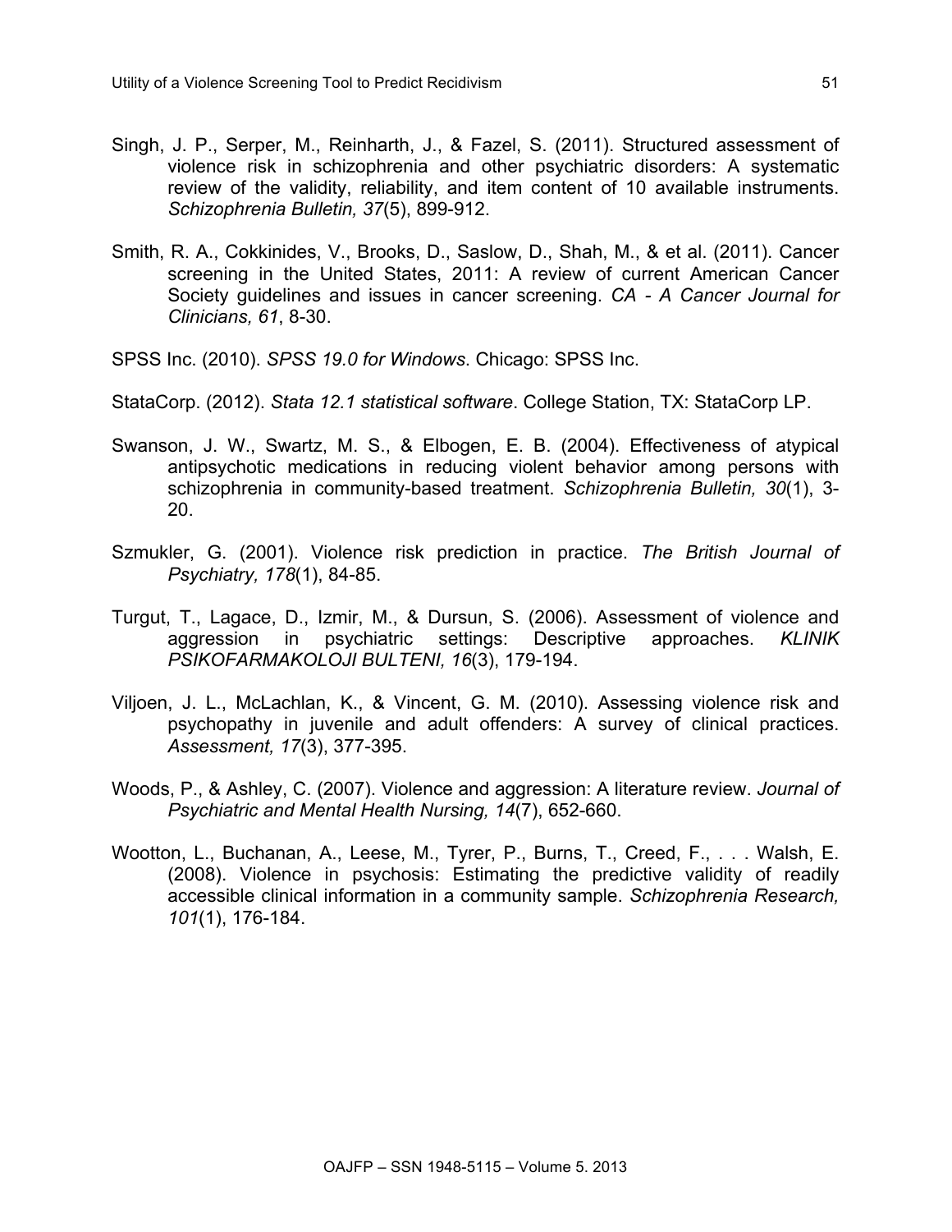Singh, J. P., Serper, M., Reinharth, J., & Fazel, S. (2011). Structured assessment of violence risk in schizophrenia and other psychiatric disorders: A systematic review of the validity, reliability, and item content of 10 available instruments. *Schizophrenia Bulletin, 37*(5), 899-912.

Smith, R. A., Cokkinides, V., Brooks, D., Saslow, D., Shah, M., & et al. (2011). Cancer screening in the United States, 2011: A review of current American Cancer Society guidelines and issues in cancer screening. *CA - A Cancer Journal for Clinicians, 61*, 8-30.

SPSS Inc. (2010). *SPSS 19.0 for Windows*. Chicago: SPSS Inc.

StataCorp. (2012). *Stata 12.1 statistical software*. College Station, TX: StataCorp LP.

Swanson, J. W., Swartz, M. S., & Elbogen, E. B. (2004). Effectiveness of atypical antipsychotic medications in reducing violent behavior among persons with schizophrenia in community-based treatment. *Schizophrenia Bulletin, 30*(1), 3-20.

Szmukler, G. (2001). Violence risk prediction in practice. *The British Journal of Psychiatry, 178*(1), 84-85.

Turgut, T., Lagace, D., Izmir, M., & Dursun, S. (2006). Assessment of violence and aggression in psychiatric settings: Descriptive approaches. *KLINIK PSIKOFARMAKOLOJI BULTENI, 16*(3), 179-194.

Viljoen, J. L., McLachlan, K., & Vincent, G. M. (2010). Assessing violence risk and psychopathy in juvenile and adult offenders: A survey of clinical practices. *Assessment, 17*(3), 377-395.

Woods, P., & Ashley, C. (2007). Violence and aggression: A literature review. *Journal of Psychiatric and Mental Health Nursing, 14*(7), 652-660.

Wootton, L., Buchanan, A., Leese, M., Tyrer, P., Burns, T., Creed, F., . . . Walsh, E. (2008). Violence in psychosis: Estimating the predictive validity of readily accessible clinical information in a community sample. *Schizophrenia Research, 101*(1), 176-184.